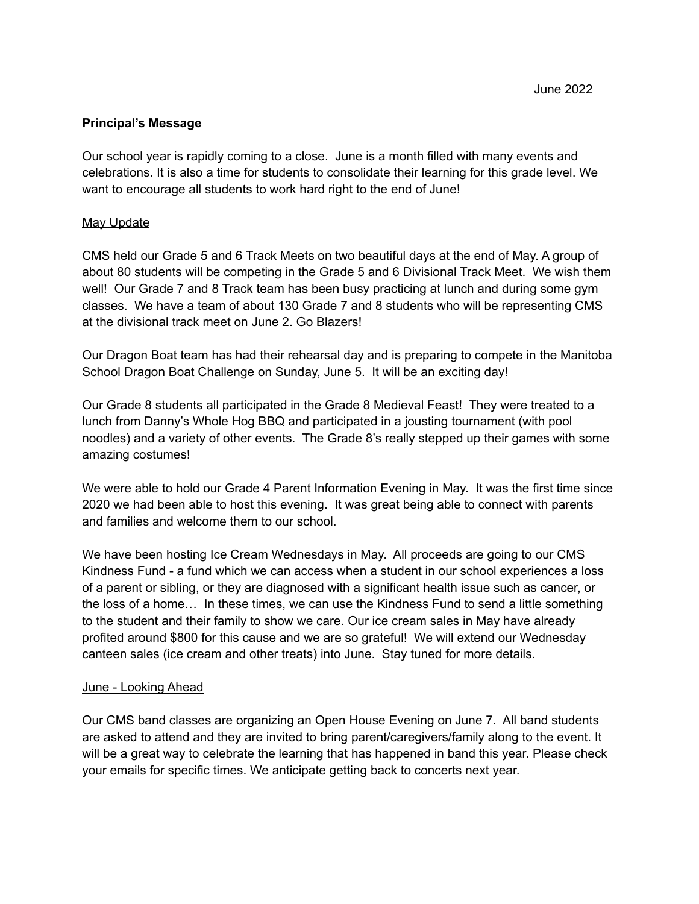June 2022

**Principal's Message**

Our school year is rapidly coming to a close. June is a month filled with many events and celebrations. It is also a time for students to consolidate their learning for this grade level. We want to encourage all students to work hard right to the end of June!

<u>May Update</u>

CMS held our Grade 5 and 6 Track Meets on two beautiful days at the end of May. A group of about 80 students will be competing in the Grade 5 and 6 Divisional Track Meet. We wish them well! Our Grade 7 and 8 Track team has been busy practicing at lunch and during some gym classes. We have a team of about 130 Grade 7 and 8 students who will be representing CMS at the divisional track meet on June 2. Go Blazers!

Our Dragon Boat team has had their rehearsal day and is preparing to compete in the Manitoba School Dragon Boat Challenge on Sunday, June 5. It will be an exciting day!

Our Grade 8 students all participated in the Grade 8 Medieval Feast! They were treated to a lunch from Danny's Whole Hog BBQ and participated in a jousting tournament (with pool noodles) and a variety of other events. The Grade 8's really stepped up their games with some amazing costumes!

We were able to hold our Grade 4 Parent Information Evening in May. It was the first time since 2020 we had been able to host this evening. It was great being able to connect with parents and families and welcome them to our school.

We have been hosting Ice Cream Wednesdays in May. All proceeds are going to our CMS Kindness Fund - a fund which we can access when a student in our school experiences a loss of a parent or sibling, or they are diagnosed with a significant health issue such as cancer, or the loss of a home… In these times, we can use the Kindness Fund to send a little something to the student and their family to show we care. Our ice cream sales in May have already profited around $800 for this cause and we are so grateful! We will extend our Wednesday canteen sales (ice cream and other treats) into June. Stay tuned for more details.

<u>June - Looking Ahead</u>

Our CMS band classes are organizing an Open House Evening on June 7. All band students are asked to attend and they are invited to bring parent/caregivers/family along to the event. It will be a great way to celebrate the learning that has happened in band this year. Please check your emails for specific times. We anticipate getting back to concerts next year.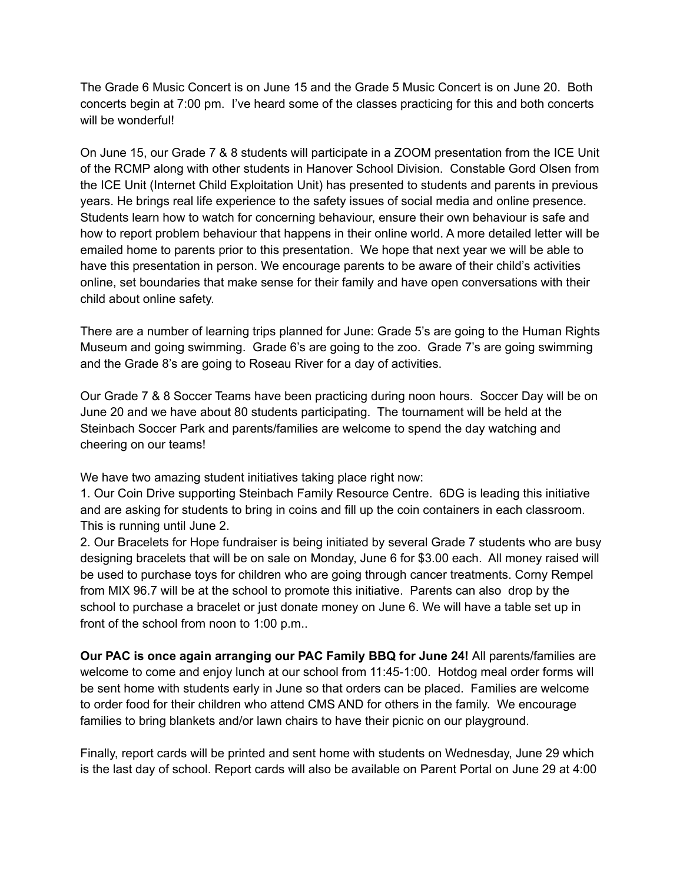The Grade 6 Music Concert is on June 15 and the Grade 5 Music Concert is on June 20. Both concerts begin at 7:00 pm. I've heard some of the classes practicing for this and both concerts will be wonderful!

On June 15, our Grade 7 & 8 students will participate in a ZOOM presentation from the ICE Unit of the RCMP along with other students in Hanover School Division. Constable Gord Olsen from the ICE Unit (Internet Child Exploitation Unit) has presented to students and parents in previous years. He brings real life experience to the safety issues of social media and online presence. Students learn how to watch for concerning behaviour, ensure their own behaviour is safe and how to report problem behaviour that happens in their online world. A more detailed letter will be emailed home to parents prior to this presentation. We hope that next year we will be able to have this presentation in person. We encourage parents to be aware of their child's activities online, set boundaries that make sense for their family and have open conversations with their child about online safety.

There are a number of learning trips planned for June: Grade 5's are going to the Human Rights Museum and going swimming. Grade 6's are going to the zoo. Grade 7's are going swimming and the Grade 8's are going to Roseau River for a day of activities.

Our Grade 7 & 8 Soccer Teams have been practicing during noon hours. Soccer Day will be on June 20 and we have about 80 students participating. The tournament will be held at the Steinbach Soccer Park and parents/families are welcome to spend the day watching and cheering on our teams!

We have two amazing student initiatives taking place right now:

1. Our Coin Drive supporting Steinbach Family Resource Centre. 6DG is leading this initiative and are asking for students to bring in coins and fill up the coin containers in each classroom. This is running until June 2.
2. Our Bracelets for Hope fundraiser is being initiated by several Grade 7 students who are busy designing bracelets that will be on sale on Monday, June 6 for $3.00 each. All money raised will be used to purchase toys for children who are going through cancer treatments. Corny Rempel from MIX 96.7 will be at the school to promote this initiative. Parents can also drop by the school to purchase a bracelet or just donate money on June 6. We will have a table set up in front of the school from noon to 1:00 p.m..

**Our PAC is once again arranging our PAC Family BBQ for June 24!** All parents/families are welcome to come and enjoy lunch at our school from 11:45-1:00. Hotdog meal order forms will be sent home with students early in June so that orders can be placed. Families are welcome to order food for their children who attend CMS AND for others in the family. We encourage families to bring blankets and/or lawn chairs to have their picnic on our playground.

Finally, report cards will be printed and sent home with students on Wednesday, June 29 which is the last day of school. Report cards will also be available on Parent Portal on June 29 at 4:00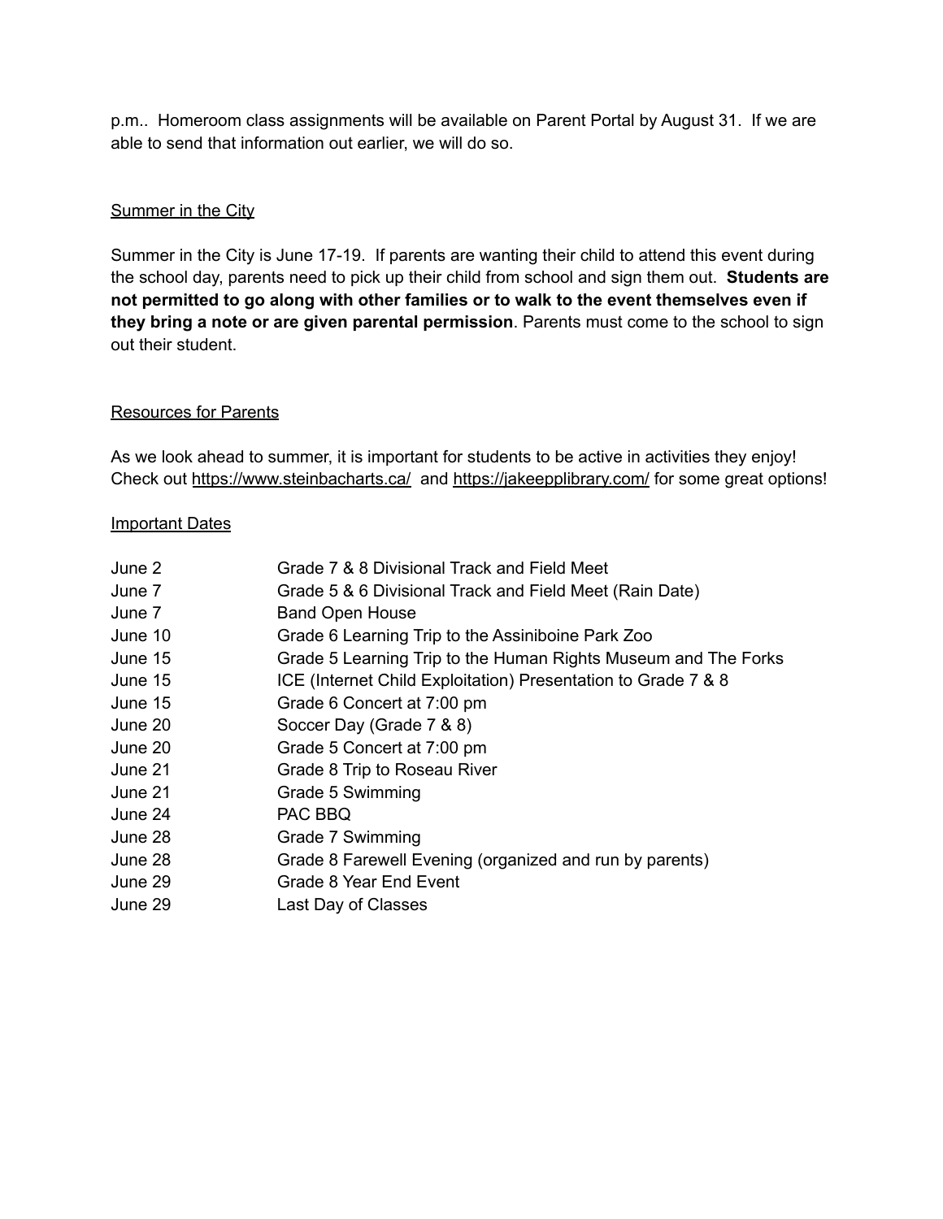p.m.. Homeroom class assignments will be available on Parent Portal by August 31. If we are able to send that information out earlier, we will do so.

## Summer in the City

Summer in the City is June 17-19. If parents are wanting their child to attend this event during the school day, parents need to pick up their child from school and sign them out. **Students are not permitted to go along with other families or to walk to the event themselves even if they bring a note or are given parental permission**. Parents must come to the school to sign out their student.

## Resources for Parents

As we look ahead to summer, it is important for students to be active in activities they enjoy! Check out https://www.steinbacharts.ca/ and https://jakeepplibrary.com/ for some great options!

## Important Dates

| | |
|---|---|
| June 2 | Grade 7 & 8 Divisional Track and Field Meet |
| June 7 | Grade 5 & 6 Divisional Track and Field Meet (Rain Date) |
| June 7 | Band Open House |
| June 10 | Grade 6 Learning Trip to the Assiniboine Park Zoo |
| June 15 | Grade 5 Learning Trip to the Human Rights Museum and The Forks |
| June 15 | ICE (Internet Child Exploitation) Presentation to Grade 7 & 8 |
| June 15 | Grade 6 Concert at 7:00 pm |
| June 20 | Soccer Day (Grade 7 & 8) |
| June 20 | Grade 5 Concert at 7:00 pm |
| June 21 | Grade 8 Trip to Roseau River |
| June 21 | Grade 5 Swimming |
| June 24 | PAC BBQ |
| June 28 | Grade 7 Swimming |
| June 28 | Grade 8 Farewell Evening (organized and run by parents) |
| June 29 | Grade 8 Year End Event |
| June 29 | Last Day of Classes |